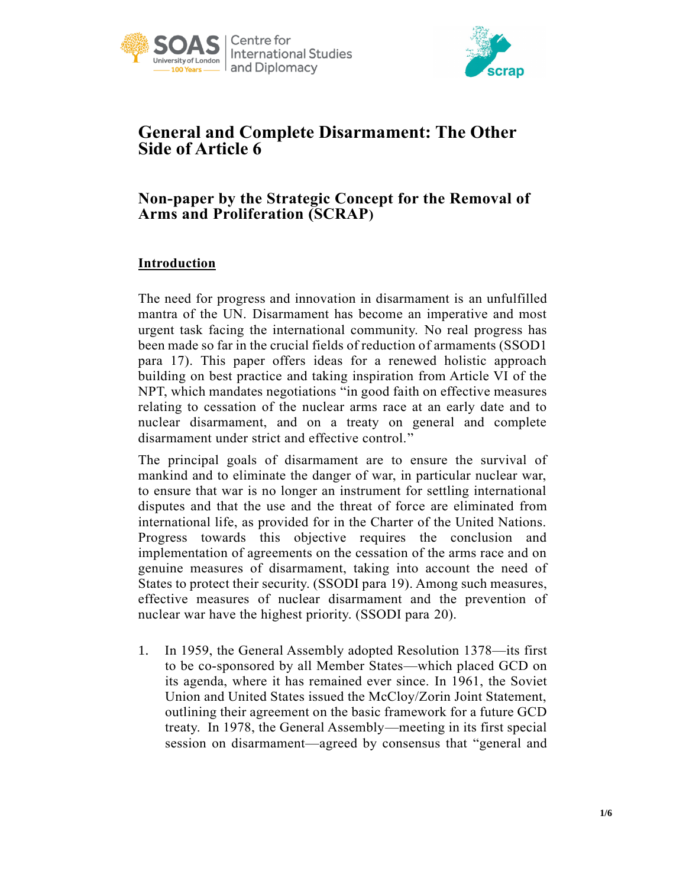SOAS University of London — Centre for International Studies and Diplomacy

scrap

# General and Complete Disarmament: The Other Side of Article 6

## Non-paper by the Strategic Concept for the Removal of Arms and Proliferation (SCRAP)

### Introduction

The need for progress and innovation in disarmament is an unfulfilled mantra of the UN. Disarmament has become an imperative and most urgent task facing the international community. No real progress has been made so far in the crucial fields of reduction of armaments (SSOD1 para 17). This paper offers ideas for a renewed holistic approach building on best practice and taking inspiration from Article VI of the NPT, which mandates negotiations "in good faith on effective measures relating to cessation of the nuclear arms race at an early date and to nuclear disarmament, and on a treaty on general and complete disarmament under strict and effective control."

The principal goals of disarmament are to ensure the survival of mankind and to eliminate the danger of war, in particular nuclear war, to ensure that war is no longer an instrument for settling international disputes and that the use and the threat of force are eliminated from international life, as provided for in the Charter of the United Nations. Progress towards this objective requires the conclusion and implementation of agreements on the cessation of the arms race and on genuine measures of disarmament, taking into account the need of States to protect their security. (SSODI para 19). Among such measures, effective measures of nuclear disarmament and the prevention of nuclear war have the highest priority. (SSODI para 20).

1. In 1959, the General Assembly adopted Resolution 1378—its first to be co-sponsored by all Member States—which placed GCD on its agenda, where it has remained ever since. In 1961, the Soviet Union and United States issued the McCloy/Zorin Joint Statement, outlining their agreement on the basic framework for a future GCD treaty. In 1978, the General Assembly—meeting in its first special session on disarmament—agreed by consensus that "general and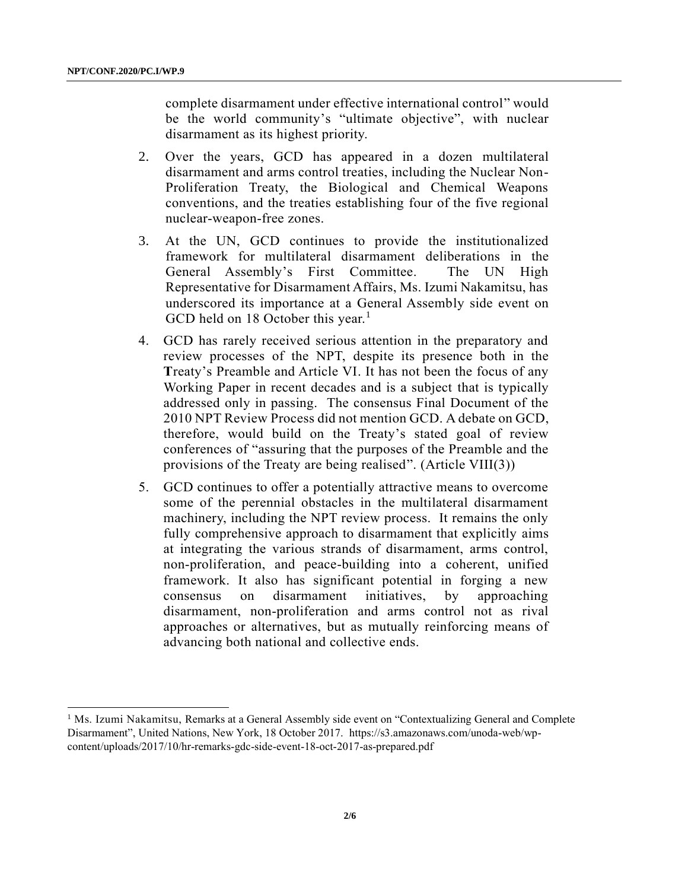complete disarmament under effective international control" would be the world community's "ultimate objective", with nuclear disarmament as its highest priority.

2. Over the years, GCD has appeared in a dozen multilateral disarmament and arms control treaties, including the Nuclear Non-Proliferation Treaty, the Biological and Chemical Weapons conventions, and the treaties establishing four of the five regional nuclear-weapon-free zones.

3. At the UN, GCD continues to provide the institutionalized framework for multilateral disarmament deliberations in the General Assembly's First Committee. The UN High Representative for Disarmament Affairs, Ms. Izumi Nakamitsu, has underscored its importance at a General Assembly side event on GCD held on 18 October this year.[1]

4. GCD has rarely received serious attention in the preparatory and review processes of the NPT, despite its presence both in the **T**reaty's Preamble and Article VI. It has not been the focus of any Working Paper in recent decades and is a subject that is typically addressed only in passing. The consensus Final Document of the 2010 NPT Review Process did not mention GCD. A debate on GCD, therefore, would build on the Treaty's stated goal of review conferences of "assuring that the purposes of the Preamble and the provisions of the Treaty are being realised". (Article VIII(3))

5. GCD continues to offer a potentially attractive means to overcome some of the perennial obstacles in the multilateral disarmament machinery, including the NPT review process. It remains the only fully comprehensive approach to disarmament that explicitly aims at integrating the various strands of disarmament, arms control, non-proliferation, and peace-building into a coherent, unified framework. It also has significant potential in forging a new consensus on disarmament initiatives, by approaching disarmament, non-proliferation and arms control not as rival approaches or alternatives, but as mutually reinforcing means of advancing both national and collective ends.

---

[1] Ms. Izumi Nakamitsu, Remarks at a General Assembly side event on "Contextualizing General and Complete Disarmament", United Nations, New York, 18 October 2017. https://s3.amazonaws.com/unoda-web/wp-content/uploads/2017/10/hr-remarks-gdc-side-event-18-oct-2017-as-prepared.pdf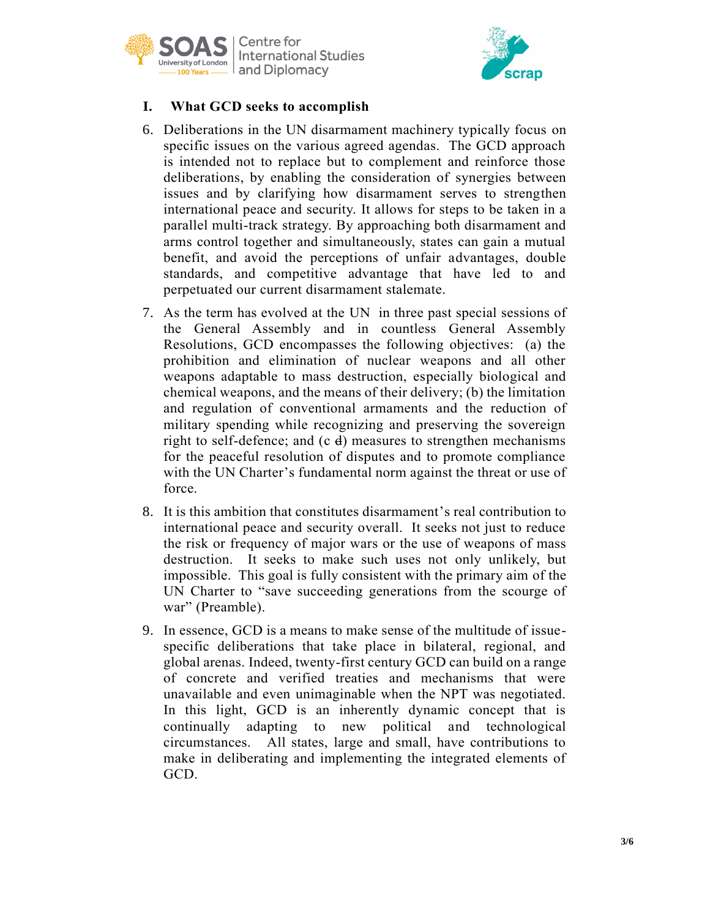## I. What GCD seeks to accomplish

6. Deliberations in the UN disarmament machinery typically focus on specific issues on the various agreed agendas. The GCD approach is intended not to replace but to complement and reinforce those deliberations, by enabling the consideration of synergies between issues and by clarifying how disarmament serves to strengthen international peace and security. It allows for steps to be taken in a parallel multi-track strategy. By approaching both disarmament and arms control together and simultaneously, states can gain a mutual benefit, and avoid the perceptions of unfair advantages, double standards, and competitive advantage that have led to and perpetuated our current disarmament stalemate.

7. As the term has evolved at the UN in three past special sessions of the General Assembly and in countless General Assembly Resolutions, GCD encompasses the following objectives: (a) the prohibition and elimination of nuclear weapons and all other weapons adaptable to mass destruction, especially biological and chemical weapons, and the means of their delivery; (b) the limitation and regulation of conventional armaments and the reduction of military spending while recognizing and preserving the sovereign right to self-defence; and (c ~~d~~) measures to strengthen mechanisms for the peaceful resolution of disputes and to promote compliance with the UN Charter's fundamental norm against the threat or use of force.

8. It is this ambition that constitutes disarmament's real contribution to international peace and security overall. It seeks not just to reduce the risk or frequency of major wars or the use of weapons of mass destruction. It seeks to make such uses not only unlikely, but impossible. This goal is fully consistent with the primary aim of the UN Charter to "save succeeding generations from the scourge of war" (Preamble).

9. In essence, GCD is a means to make sense of the multitude of issue-specific deliberations that take place in bilateral, regional, and global arenas. Indeed, twenty-first century GCD can build on a range of concrete and verified treaties and mechanisms that were unavailable and even unimaginable when the NPT was negotiated. In this light, GCD is an inherently dynamic concept that is continually adapting to new political and technological circumstances. All states, large and small, have contributions to make in deliberating and implementing the integrated elements of GCD.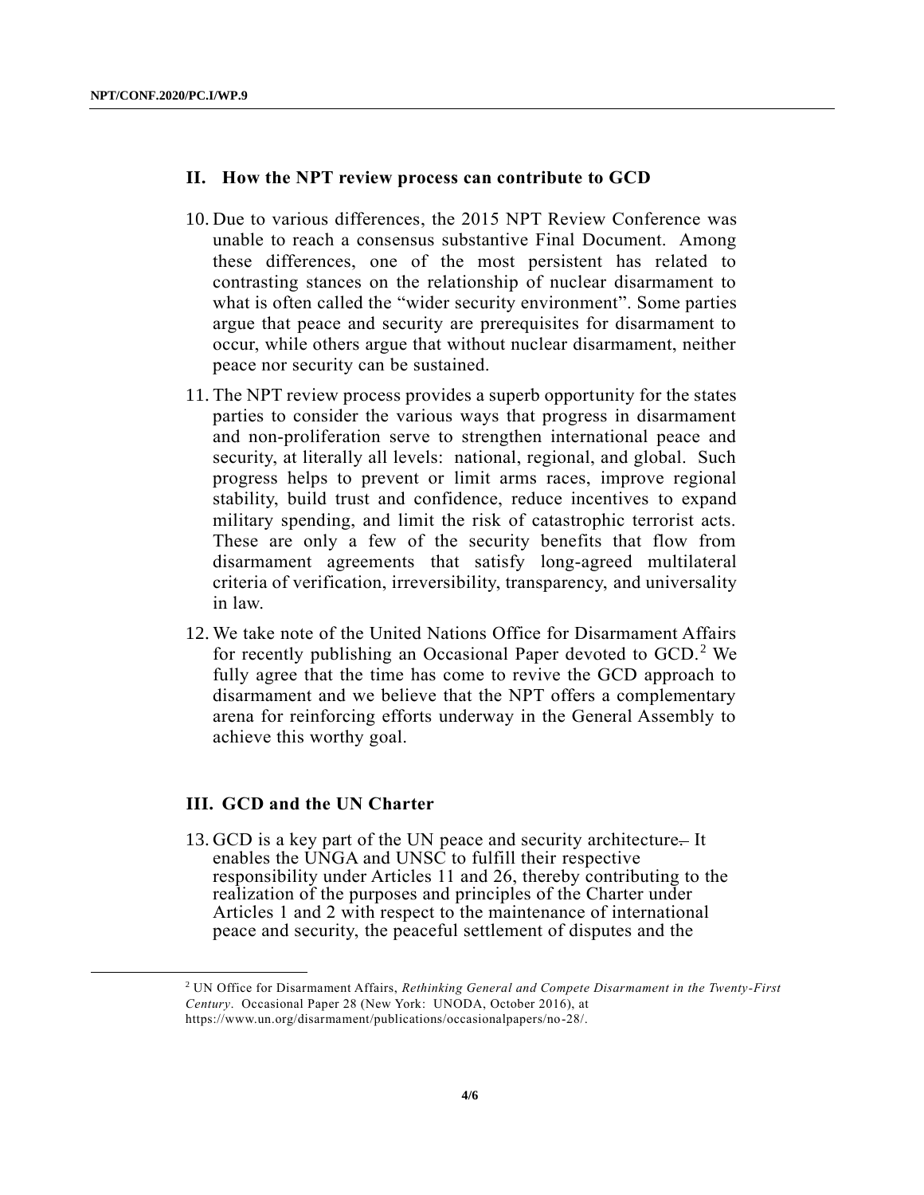## II. How the NPT review process can contribute to GCD

10. Due to various differences, the 2015 NPT Review Conference was unable to reach a consensus substantive Final Document. Among these differences, one of the most persistent has related to contrasting stances on the relationship of nuclear disarmament to what is often called the "wider security environment". Some parties argue that peace and security are prerequisites for disarmament to occur, while others argue that without nuclear disarmament, neither peace nor security can be sustained.

11. The NPT review process provides a superb opportunity for the states parties to consider the various ways that progress in disarmament and non-proliferation serve to strengthen international peace and security, at literally all levels: national, regional, and global. Such progress helps to prevent or limit arms races, improve regional stability, build trust and confidence, reduce incentives to expand military spending, and limit the risk of catastrophic terrorist acts. These are only a few of the security benefits that flow from disarmament agreements that satisfy long-agreed multilateral criteria of verification, irreversibility, transparency, and universality in law.

12. We take note of the United Nations Office for Disarmament Affairs for recently publishing an Occasional Paper devoted to GCD.[2] We fully agree that the time has come to revive the GCD approach to disarmament and we believe that the NPT offers a complementary arena for reinforcing efforts underway in the General Assembly to achieve this worthy goal.

## III. GCD and the UN Charter

13. GCD is a key part of the UN peace and security architecture. It enables the UNGA and UNSC to fulfill their respective responsibility under Articles 11 and 26, thereby contributing to the realization of the purposes and principles of the Charter under Articles 1 and 2 with respect to the maintenance of international peace and security, the peaceful settlement of disputes and the

[2] UN Office for Disarmament Affairs, *Rethinking General and Compete Disarmament in the Twenty-First Century*. Occasional Paper 28 (New York: UNODA, October 2016), at https://www.un.org/disarmament/publications/occasionalpapers/no-28/.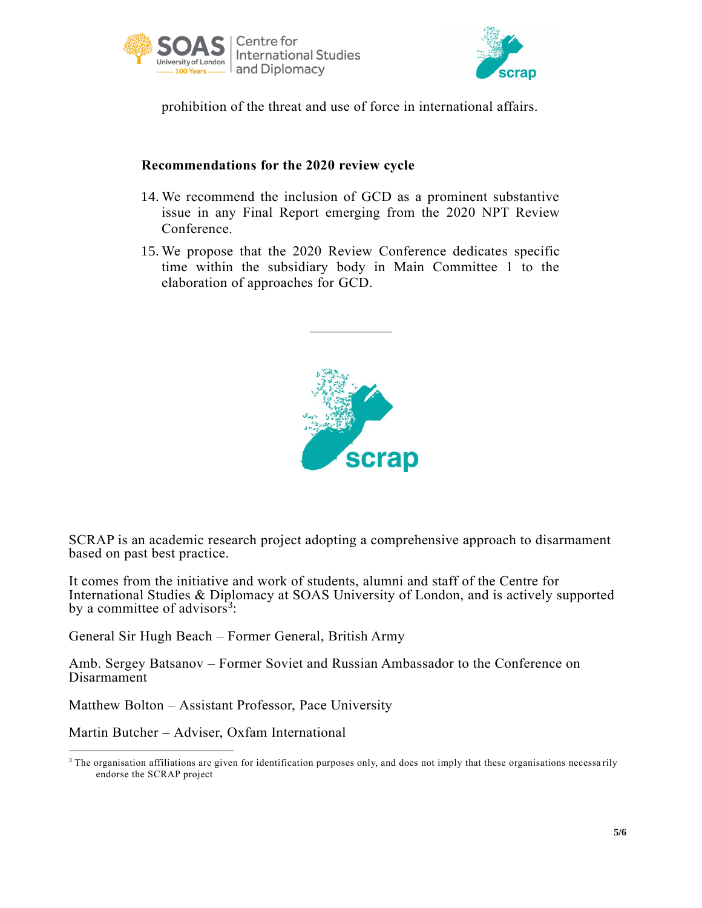prohibition of the threat and use of force in international affairs.

**Recommendations for the 2020 review cycle**

14. We recommend the inclusion of GCD as a prominent substantive issue in any Final Report emerging from the 2020 NPT Review Conference.
15. We propose that the 2020 Review Conference dedicates specific time within the subsidiary body in Main Committee 1 to the elaboration of approaches for GCD.

---

SCRAP is an academic research project adopting a comprehensive approach to disarmament based on past best practice.

It comes from the initiative and work of students, alumni and staff of the Centre for International Studies & Diplomacy at SOAS University of London, and is actively supported by a committee of advisors[3]:

General Sir Hugh Beach – Former General, British Army

Amb. Sergey Batsanov – Former Soviet and Russian Ambassador to the Conference on Disarmament

Matthew Bolton – Assistant Professor, Pace University

Martin Butcher – Adviser, Oxfam International

[3] The organisation affiliations are given for identification purposes only, and does not imply that these organisations necessarily endorse the SCRAP project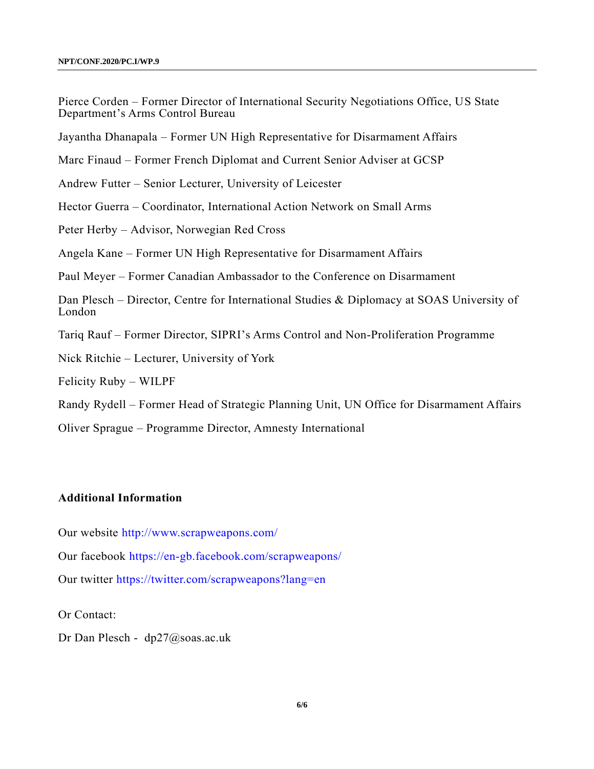Pierce Corden – Former Director of International Security Negotiations Office, US State Department's Arms Control Bureau

Jayantha Dhanapala – Former UN High Representative for Disarmament Affairs

Marc Finaud – Former French Diplomat and Current Senior Adviser at GCSP

Andrew Futter – Senior Lecturer, University of Leicester

Hector Guerra – Coordinator, International Action Network on Small Arms

Peter Herby – Advisor, Norwegian Red Cross

Angela Kane – Former UN High Representative for Disarmament Affairs

Paul Meyer – Former Canadian Ambassador to the Conference on Disarmament

Dan Plesch – Director, Centre for International Studies & Diplomacy at SOAS University of London

Tariq Rauf – Former Director, SIPRI's Arms Control and Non-Proliferation Programme

Nick Ritchie – Lecturer, University of York

Felicity Ruby – WILPF

Randy Rydell – Former Head of Strategic Planning Unit, UN Office for Disarmament Affairs

Oliver Sprague – Programme Director, Amnesty International

**Additional Information**

Our website http://www.scrapweapons.com/

Our facebook https://en-gb.facebook.com/scrapweapons/

Our twitter https://twitter.com/scrapweapons?lang=en

Or Contact:

Dr Dan Plesch - dp27@soas.ac.uk